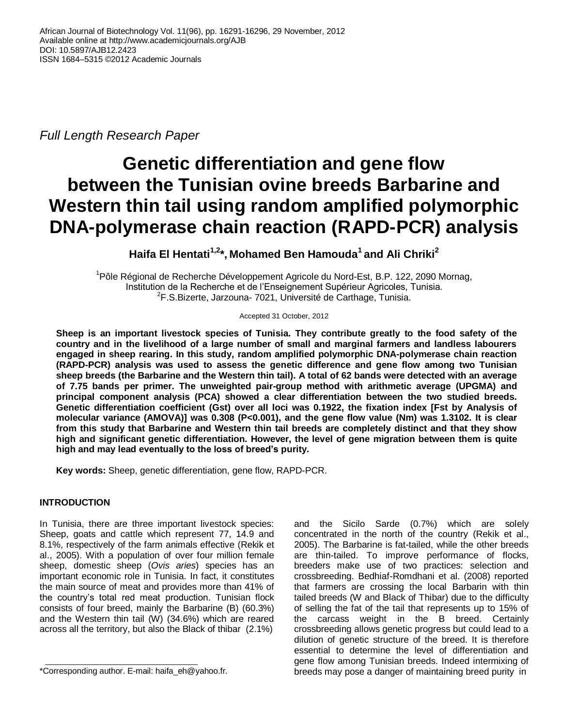African Journal of Biotechnology Vol. 11(96), pp. 16291-16296, 29 November, 2012
Available online at http://www.academicjournals.org/AJB
DOI: 10.5897/AJB12.2423
ISSN 1684–5315 ©2012 Academic Journals

*Full Length Research Paper*

# Genetic differentiation and gene flow between the Tunisian ovine breeds Barbarine and Western thin tail using random amplified polymorphic DNA-polymerase chain reaction (RAPD-PCR) analysis

**Haifa El Hentati[1,2]*, Mohamed Ben Hamouda[1] and Ali Chriki[2]**

[1]Pôle Régional de Recherche Développement Agricole du Nord-Est, B.P. 122, 2090 Mornag, Institution de la Recherche et de l'Enseignement Supérieur Agricoles, Tunisia.
[2]F.S.Bizerte, Jarzouna- 7021, Université de Carthage, Tunisia.

Accepted 31 October, 2012

**Sheep is an important livestock species of Tunisia. They contribute greatly to the food safety of the country and in the livelihood of a large number of small and marginal farmers and landless labourers engaged in sheep rearing. In this study, random amplified polymorphic DNA-polymerase chain reaction (RAPD-PCR) analysis was used to assess the genetic difference and gene flow among two Tunisian sheep breeds (the Barbarine and the Western thin tail). A total of 62 bands were detected with an average of 7.75 bands per primer. The unweighted pair-group method with arithmetic average (UPGMA) and principal component analysis (PCA) showed a clear differentiation between the two studied breeds. Genetic differentiation coefficient (Gst) over all loci was 0.1922, the fixation index [Fst by Analysis of molecular variance (AMOVA)] was 0.308 (P<0.001), and the gene flow value (Nm) was 1.3102. It is clear from this study that Barbarine and Western thin tail breeds are completely distinct and that they show high and significant genetic differentiation. However, the level of gene migration between them is quite high and may lead eventually to the loss of breed's purity.**

**Key words:** Sheep, genetic differentiation, gene flow, RAPD-PCR.

## INTRODUCTION

In Tunisia, there are three important livestock species: Sheep, goats and cattle which represent 77, 14.9 and 8.1%, respectively of the farm animals effective (Rekik et al., 2005). With a population of over four million female sheep, domestic sheep (*Ovis aries*) species has an important economic role in Tunisia. In fact, it constitutes the main source of meat and provides more than 41% of the country's total red meat production. Tunisian flock consists of four breed, mainly the Barbarine (B) (60.3%) and the Western thin tail (W) (34.6%) which are reared across all the territory, but also the Black of thibar (2.1%) and the Sicilo Sarde (0.7%) which are solely concentrated in the north of the country (Rekik et al., 2005). The Barbarine is fat-tailed, while the other breeds are thin-tailed. To improve performance of flocks, breeders make use of two practices: selection and crossbreeding. Bedhiaf-Romdhani et al. (2008) reported that farmers are crossing the local Barbarin with thin tailed breeds (W and Black of Thibar) due to the difficulty of selling the fat of the tail that represents up to 15% of the carcass weight in the B breed. Certainly crossbreeding allows genetic progress but could lead to a dilution of genetic structure of the breed. It is therefore essential to determine the level of differentiation and gene flow among Tunisian breeds. Indeed intermixing of breeds may pose a danger of maintaining breed purity in

*Corresponding author. E-mail: haifa_eh@yahoo.fr.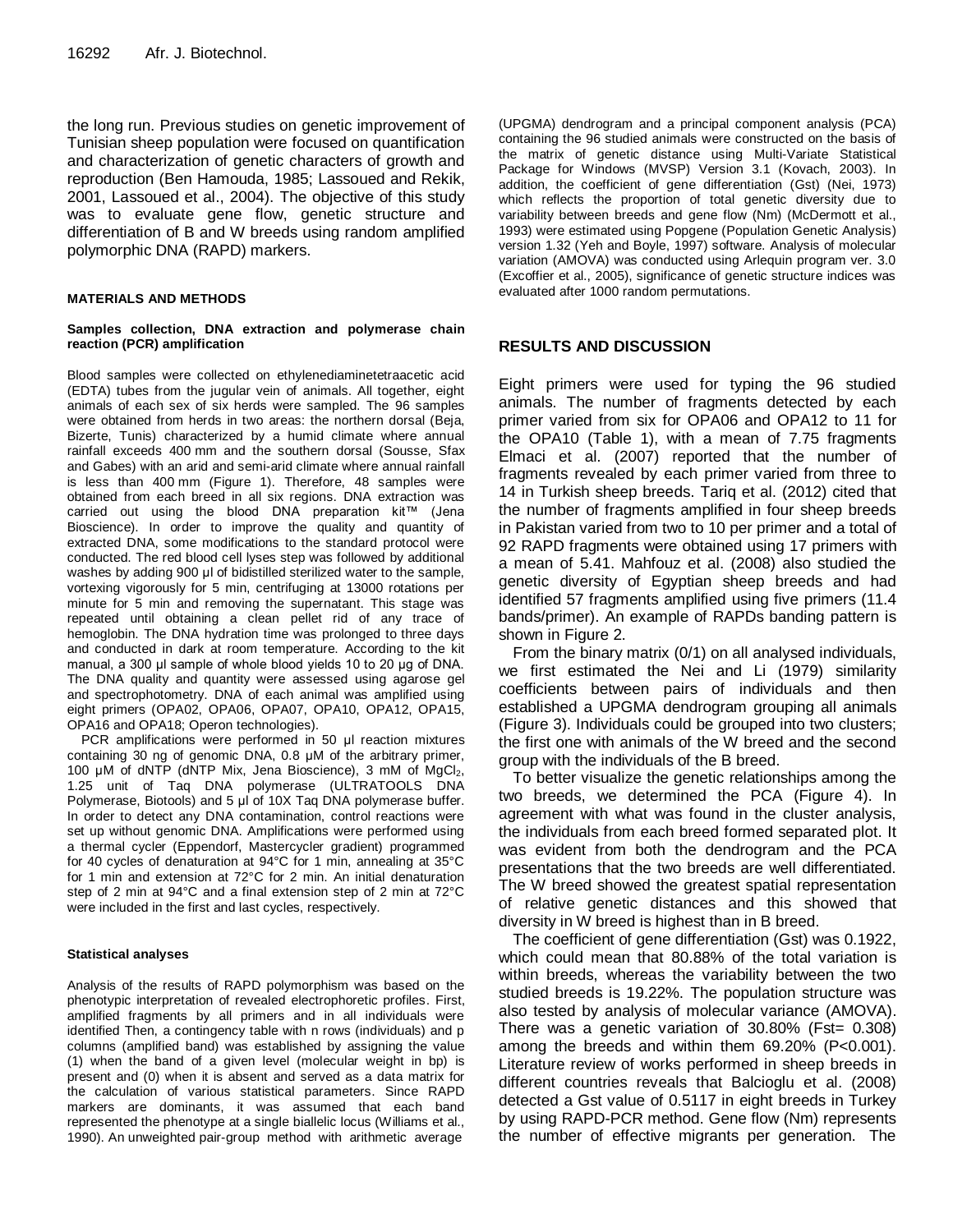the long run. Previous studies on genetic improvement of Tunisian sheep population were focused on quantification and characterization of genetic characters of growth and reproduction (Ben Hamouda, 1985; Lassoued and Rekik, 2001, Lassoued et al., 2004). The objective of this study was to evaluate gene flow, genetic structure and differentiation of B and W breeds using random amplified polymorphic DNA (RAPD) markers.

## MATERIALS AND METHODS

### Samples collection, DNA extraction and polymerase chain reaction (PCR) amplification

Blood samples were collected on ethylenediaminetetraacetic acid (EDTA) tubes from the jugular vein of animals. All together, eight animals of each sex of six herds were sampled. The 96 samples were obtained from herds in two areas: the northern dorsal (Beja, Bizerte, Tunis) characterized by a humid climate where annual rainfall exceeds 400 mm and the southern dorsal (Sousse, Sfax and Gabes) with an arid and semi-arid climate where annual rainfall is less than 400 mm (Figure 1). Therefore, 48 samples were obtained from each breed in all six regions. DNA extraction was carried out using the blood DNA preparation kit™ (Jena Bioscience). In order to improve the quality and quantity of extracted DNA, some modifications to the standard protocol were conducted. The red blood cell lyses step was followed by additional washes by adding 900 µl of bidistilled sterilized water to the sample, vortexing vigorously for 5 min, centrifuging at 13000 rotations per minute for 5 min and removing the supernatant. This stage was repeated until obtaining a clean pellet rid of any trace of hemoglobin. The DNA hydration time was prolonged to three days and conducted in dark at room temperature. According to the kit manual, a 300 µl sample of whole blood yields 10 to 20 µg of DNA. The DNA quality and quantity were assessed using agarose gel and spectrophotometry. DNA of each animal was amplified using eight primers (OPA02, OPA06, OPA07, OPA10, OPA12, OPA15, OPA16 and OPA18; Operon technologies).

PCR amplifications were performed in 50 µl reaction mixtures containing 30 ng of genomic DNA, 0.8 µM of the arbitrary primer, 100 µM of dNTP (dNTP Mix, Jena Bioscience), 3 mM of $MgCl_2$, 1.25 unit of Taq DNA polymerase (ULTRATOOLS DNA Polymerase, Biotools) and 5 µl of 10X Taq DNA polymerase buffer. In order to detect any DNA contamination, control reactions were set up without genomic DNA. Amplifications were performed using a thermal cycler (Eppendorf, Mastercycler gradient) programmed for 40 cycles of denaturation at 94°C for 1 min, annealing at 35°C for 1 min and extension at 72°C for 2 min. An initial denaturation step of 2 min at 94°C and a final extension step of 2 min at 72°C were included in the first and last cycles, respectively.

### Statistical analyses

Analysis of the results of RAPD polymorphism was based on the phenotypic interpretation of revealed electrophoretic profiles. First, amplified fragments by all primers and in all individuals were identified Then, a contingency table with n rows (individuals) and p columns (amplified band) was established by assigning the value (1) when the band of a given level (molecular weight in bp) is present and (0) when it is absent and served as a data matrix for the calculation of various statistical parameters. Since RAPD markers are dominants, it was assumed that each band represented the phenotype at a single biallelic locus (Williams et al., 1990). An unweighted pair-group method with arithmetic average (UPGMA) dendrogram and a principal component analysis (PCA) containing the 96 studied animals were constructed on the basis of the matrix of genetic distance using Multi-Variate Statistical Package for Windows (MVSP) Version 3.1 (Kovach, 2003). In addition, the coefficient of gene differentiation (Gst) (Nei, 1973) which reflects the proportion of total genetic diversity due to variability between breeds and gene flow (Nm) (McDermott et al., 1993) were estimated using Popgene (Population Genetic Analysis) version 1.32 (Yeh and Boyle, 1997) software. Analysis of molecular variation (AMOVA) was conducted using Arlequin program ver. 3.0 (Excoffier et al., 2005), significance of genetic structure indices was evaluated after 1000 random permutations.

## RESULTS AND DISCUSSION

Eight primers were used for typing the 96 studied animals. The number of fragments detected by each primer varied from six for OPA06 and OPA12 to 11 for the OPA10 (Table 1), with a mean of 7.75 fragments Elmaci et al. (2007) reported that the number of fragments revealed by each primer varied from three to 14 in Turkish sheep breeds. Tariq et al. (2012) cited that the number of fragments amplified in four sheep breeds in Pakistan varied from two to 10 per primer and a total of 92 RAPD fragments were obtained using 17 primers with a mean of 5.41. Mahfouz et al. (2008) also studied the genetic diversity of Egyptian sheep breeds and had identified 57 fragments amplified using five primers (11.4 bands/primer). An example of RAPDs banding pattern is shown in Figure 2.

From the binary matrix (0/1) on all analysed individuals, we first estimated the Nei and Li (1979) similarity coefficients between pairs of individuals and then established a UPGMA dendrogram grouping all animals (Figure 3). Individuals could be grouped into two clusters; the first one with animals of the W breed and the second group with the individuals of the B breed.

To better visualize the genetic relationships among the two breeds, we determined the PCA (Figure 4). In agreement with what was found in the cluster analysis, the individuals from each breed formed separated plot. It was evident from both the dendrogram and the PCA presentations that the two breeds are well differentiated. The W breed showed the greatest spatial representation of relative genetic distances and this showed that diversity in W breed is highest than in B breed.

The coefficient of gene differentiation (Gst) was 0.1922, which could mean that 80.88% of the total variation is within breeds, whereas the variability between the two studied breeds is 19.22%. The population structure was also tested by analysis of molecular variance (AMOVA). There was a genetic variation of 30.80% (Fst= 0.308) among the breeds and within them 69.20% ($P<0.001$). Literature review of works performed in sheep breeds in different countries reveals that Balcioglu et al. (2008) detected a Gst value of 0.5117 in eight breeds in Turkey by using RAPD-PCR method. Gene flow (Nm) represents the number of effective migrants per generation. The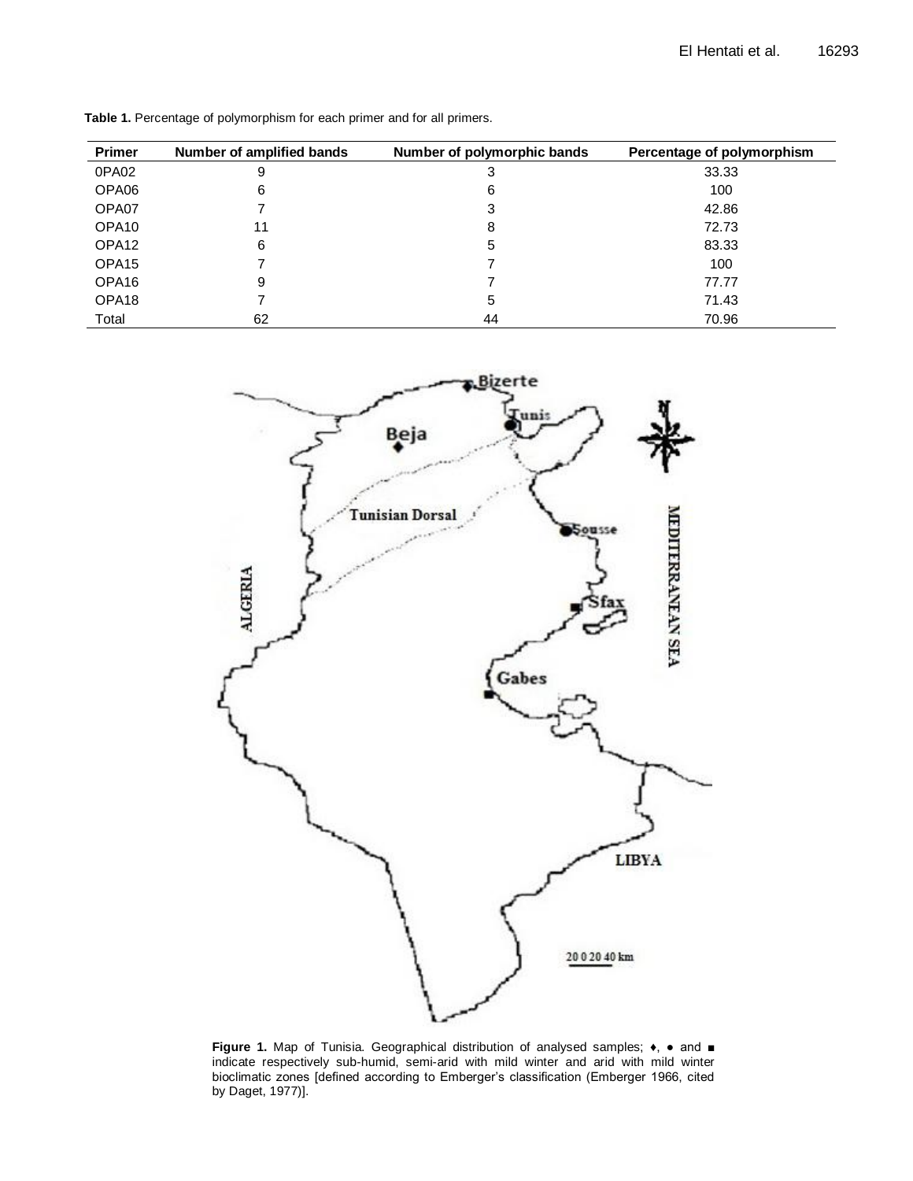**Table 1.** Percentage of polymorphism for each primer and for all primers.

| Primer | Number of amplified bands | Number of polymorphic bands | Percentage of polymorphism |
|---|---|---|---|
| 0PA02 | 9 | 3 | 33.33 |
| OPA06 | 6 | 6 | 100 |
| OPA07 | 7 | 3 | 42.86 |
| OPA10 | 11 | 8 | 72.73 |
| OPA12 | 6 | 5 | 83.33 |
| OPA15 | 7 | 7 | 100 |
| OPA16 | 9 | 7 | 77.77 |
| OPA18 | 7 | 5 | 71.43 |
| Total | 62 | 44 | 70.96 |

**Figure 1.** Map of Tunisia. Geographical distribution of analysed samples; ♦, ● and ■ indicate respectively sub-humid, semi-arid with mild winter and arid with mild winter bioclimatic zones [defined according to Emberger's classification (Emberger 1966, cited by Daget, 1977)].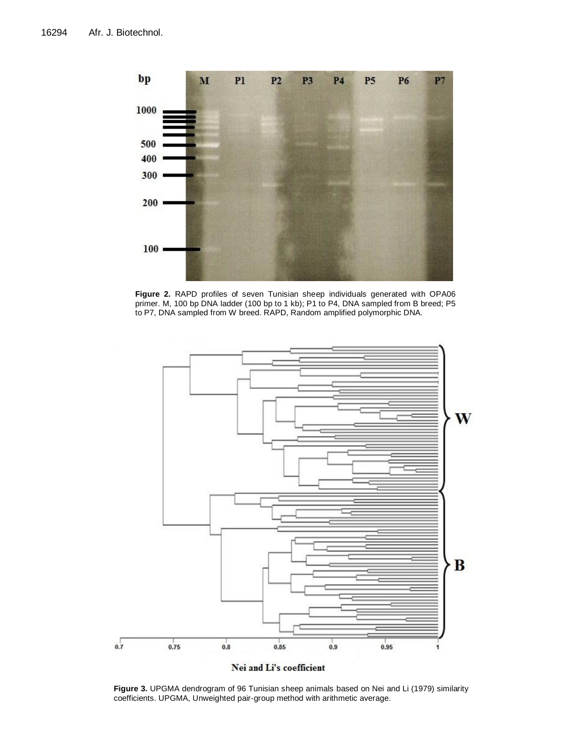**Figure 2.** RAPD profiles of seven Tunisian sheep individuals generated with OPA06 primer. M, 100 bp DNA ladder (100 bp to 1 kb); P1 to P4, DNA sampled from B breed; P5 to P7, DNA sampled from W breed. RAPD, Random amplified polymorphic DNA.

**Figure 3.** UPGMA dendrogram of 96 Tunisian sheep animals based on Nei and Li (1979) similarity coefficients. UPGMA, Unweighted pair-group method with arithmetic average.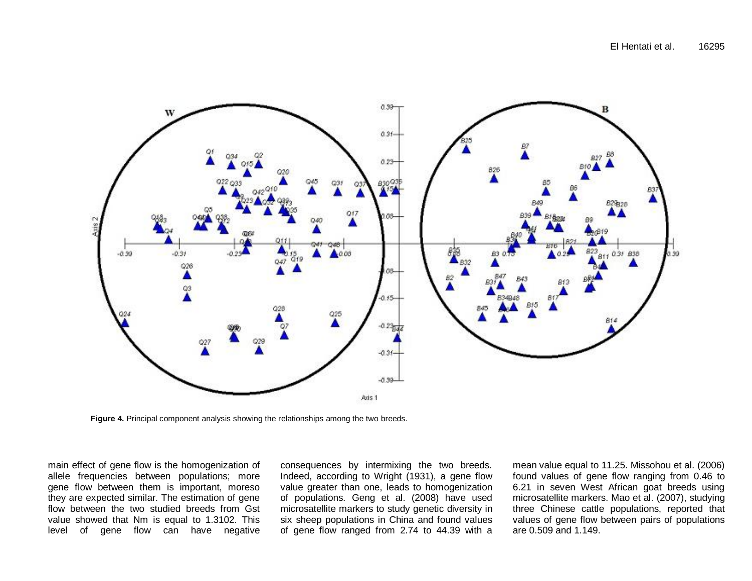Figure 4. Principal component analysis showing the relationships among the two breeds.

main effect of gene flow is the homogenization of allele frequencies between populations; more gene flow between them is important, moreso they are expected similar. The estimation of gene flow between the two studied breeds from Gst value showed that Nm is equal to 1.3102. This level of gene flow can have negative consequences by intermixing the two breeds. Indeed, according to Wright (1931), a gene flow value greater than one, leads to homogenization of populations. Geng et al. (2008) have used microsatellite markers to study genetic diversity in six sheep populations in China and found values of gene flow ranged from 2.74 to 44.39 with a mean value equal to 11.25. Missohou et al. (2006) found values of gene flow ranging from 0.46 to 6.21 in seven West African goat breeds using microsatellite markers. Mao et al. (2007), studying three Chinese cattle populations, reported that values of gene flow between pairs of populations are 0.509 and 1.149.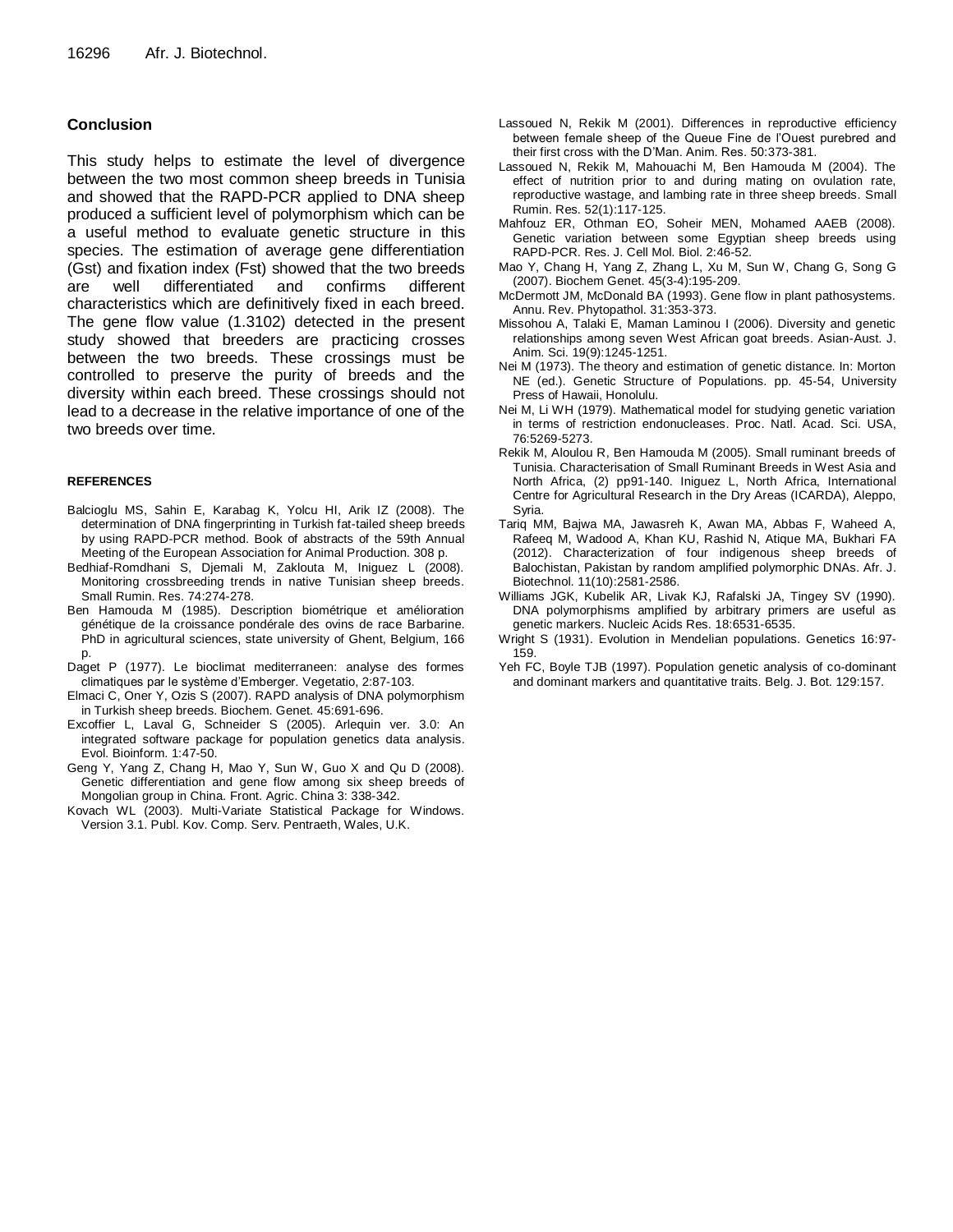## Conclusion

This study helps to estimate the level of divergence between the two most common sheep breeds in Tunisia and showed that the RAPD-PCR applied to DNA sheep produced a sufficient level of polymorphism which can be a useful method to evaluate genetic structure in this species. The estimation of average gene differentiation (Gst) and fixation index (Fst) showed that the two breeds are well differentiated and confirms different characteristics which are definitively fixed in each breed. The gene flow value (1.3102) detected in the present study showed that breeders are practicing crosses between the two breeds. These crossings must be controlled to preserve the purity of breeds and the diversity within each breed. These crossings should not lead to a decrease in the relative importance of one of the two breeds over time.

## REFERENCES

Balcioglu MS, Sahin E, Karabag K, Yolcu HI, Arik IZ (2008). The determination of DNA fingerprinting in Turkish fat-tailed sheep breeds by using RAPD-PCR method. Book of abstracts of the 59th Annual Meeting of the European Association for Animal Production. 308 p.

Bedhiaf-Romdhani S, Djemali M, Zaklouta M, Iniguez L (2008). Monitoring crossbreeding trends in native Tunisian sheep breeds. Small Rumin. Res. 74:274-278.

Ben Hamouda M (1985). Description biométrique et amélioration génétique de la croissance pondérale des ovins de race Barbarine. PhD in agricultural sciences, state university of Ghent, Belgium, 166 p.

Daget P (1977). Le bioclimat mediterraneen: analyse des formes climatiques par le système d'Emberger. Vegetatio, 2:87-103.

Elmaci C, Oner Y, Ozis S (2007). RAPD analysis of DNA polymorphism in Turkish sheep breeds. Biochem. Genet. 45:691-696.

Excoffier L, Laval G, Schneider S (2005). Arlequin ver. 3.0: An integrated software package for population genetics data analysis. Evol. Bioinform. 1:47-50.

Geng Y, Yang Z, Chang H, Mao Y, Sun W, Guo X and Qu D (2008). Genetic differentiation and gene flow among six sheep breeds of Mongolian group in China. Front. Agric. China 3: 338-342.

Kovach WL (2003). Multi-Variate Statistical Package for Windows. Version 3.1. Publ. Kov. Comp. Serv. Pentraeth, Wales, U.K.

Lassoued N, Rekik M (2001). Differences in reproductive efficiency between female sheep of the Queue Fine de l'Ouest purebred and their first cross with the D'Man. Anim. Res. 50:373-381.

Lassoued N, Rekik M, Mahouachi M, Ben Hamouda M (2004). The effect of nutrition prior to and during mating on ovulation rate, reproductive wastage, and lambing rate in three sheep breeds. Small Rumin. Res. 52(1):117-125.

Mahfouz ER, Othman EO, Soheir MEN, Mohamed AAEB (2008). Genetic variation between some Egyptian sheep breeds using RAPD-PCR. Res. J. Cell Mol. Biol. 2:46-52.

Mao Y, Chang H, Yang Z, Zhang L, Xu M, Sun W, Chang G, Song G (2007). Biochem Genet. 45(3-4):195-209.

McDermott JM, McDonald BA (1993). Gene flow in plant pathosystems. Annu. Rev. Phytopathol. 31:353-373.

Missohou A, Talaki E, Maman Laminou I (2006). Diversity and genetic relationships among seven West African goat breeds. Asian-Aust. J. Anim. Sci. 19(9):1245-1251.

Nei M (1973). The theory and estimation of genetic distance. In: Morton NE (ed.). Genetic Structure of Populations. pp. 45-54, University Press of Hawaii, Honolulu.

Nei M, Li WH (1979). Mathematical model for studying genetic variation in terms of restriction endonucleases. Proc. Natl. Acad. Sci. USA, 76:5269-5273.

Rekik M, Aloulou R, Ben Hamouda M (2005). Small ruminant breeds of Tunisia. Characterisation of Small Ruminant Breeds in West Asia and North Africa, (2) pp91-140. Iniguez L, North Africa, International Centre for Agricultural Research in the Dry Areas (ICARDA), Aleppo, Syria.

Tariq MM, Bajwa MA, Jawasreh K, Awan MA, Abbas F, Waheed A, Rafeeq M, Wadood A, Khan KU, Rashid N, Atique MA, Bukhari FA (2012). Characterization of four indigenous sheep breeds of Balochistan, Pakistan by random amplified polymorphic DNAs. Afr. J. Biotechnol. 11(10):2581-2586.

Williams JGK, Kubelik AR, Livak KJ, Rafalski JA, Tingey SV (1990). DNA polymorphisms amplified by arbitrary primers are useful as genetic markers. Nucleic Acids Res. 18:6531-6535.

Wright S (1931). Evolution in Mendelian populations. Genetics 16:97-159.

Yeh FC, Boyle TJB (1997). Population genetic analysis of co-dominant and dominant markers and quantitative traits. Belg. J. Bot. 129:157.